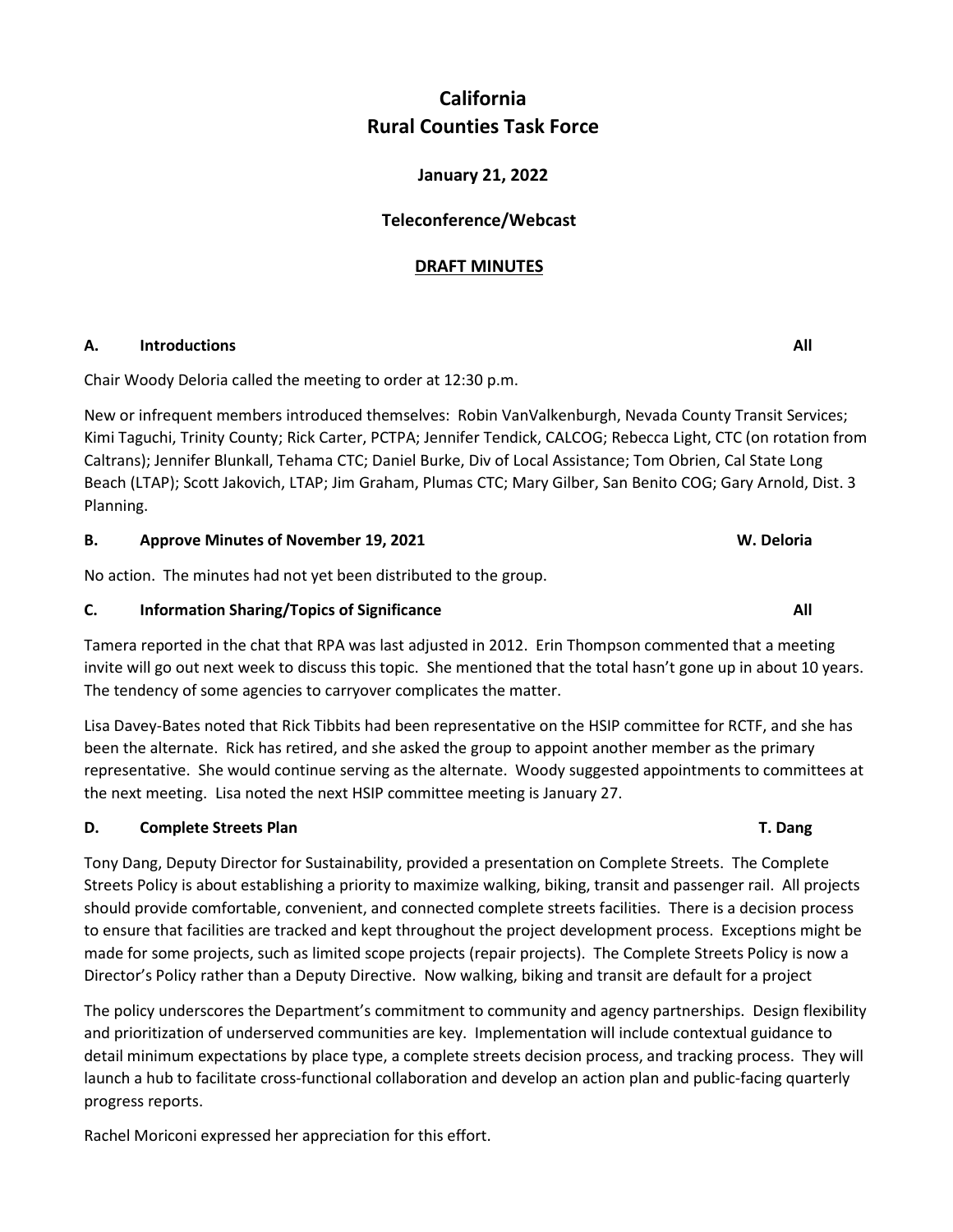# California
# Rural Counties Task Force

**January 21, 2022**

**Teleconference/Webcast**

**<u>DRAFT MINUTES</u>**

### A. Introductions — All

Chair Woody Deloria called the meeting to order at 12:30 p.m.

New or infrequent members introduced themselves: Robin VanValkenburgh, Nevada County Transit Services; Kimi Taguchi, Trinity County; Rick Carter, PCTPA; Jennifer Tendick, CALCOG; Rebecca Light, CTC (on rotation from Caltrans); Jennifer Blunkall, Tehama CTC; Daniel Burke, Div of Local Assistance; Tom Obrien, Cal State Long Beach (LTAP); Scott Jakovich, LTAP; Jim Graham, Plumas CTC; Mary Gilber, San Benito COG; Gary Arnold, Dist. 3 Planning.

### B. Approve Minutes of November 19, 2021 — W. Deloria

No action. The minutes had not yet been distributed to the group.

### C. Information Sharing/Topics of Significance — All

Tamera reported in the chat that RPA was last adjusted in 2012. Erin Thompson commented that a meeting invite will go out next week to discuss this topic. She mentioned that the total hasn't gone up in about 10 years. The tendency of some agencies to carryover complicates the matter.

Lisa Davey-Bates noted that Rick Tibbits had been representative on the HSIP committee for RCTF, and she has been the alternate. Rick has retired, and she asked the group to appoint another member as the primary representative. She would continue serving as the alternate. Woody suggested appointments to committees at the next meeting. Lisa noted the next HSIP committee meeting is January 27.

### D. Complete Streets Plan — T. Dang

Tony Dang, Deputy Director for Sustainability, provided a presentation on Complete Streets. The Complete Streets Policy is about establishing a priority to maximize walking, biking, transit and passenger rail. All projects should provide comfortable, convenient, and connected complete streets facilities. There is a decision process to ensure that facilities are tracked and kept throughout the project development process. Exceptions might be made for some projects, such as limited scope projects (repair projects). The Complete Streets Policy is now a Director's Policy rather than a Deputy Directive. Now walking, biking and transit are default for a project

The policy underscores the Department's commitment to community and agency partnerships. Design flexibility and prioritization of underserved communities are key. Implementation will include contextual guidance to detail minimum expectations by place type, a complete streets decision process, and tracking process. They will launch a hub to facilitate cross-functional collaboration and develop an action plan and public-facing quarterly progress reports.

Rachel Moriconi expressed her appreciation for this effort.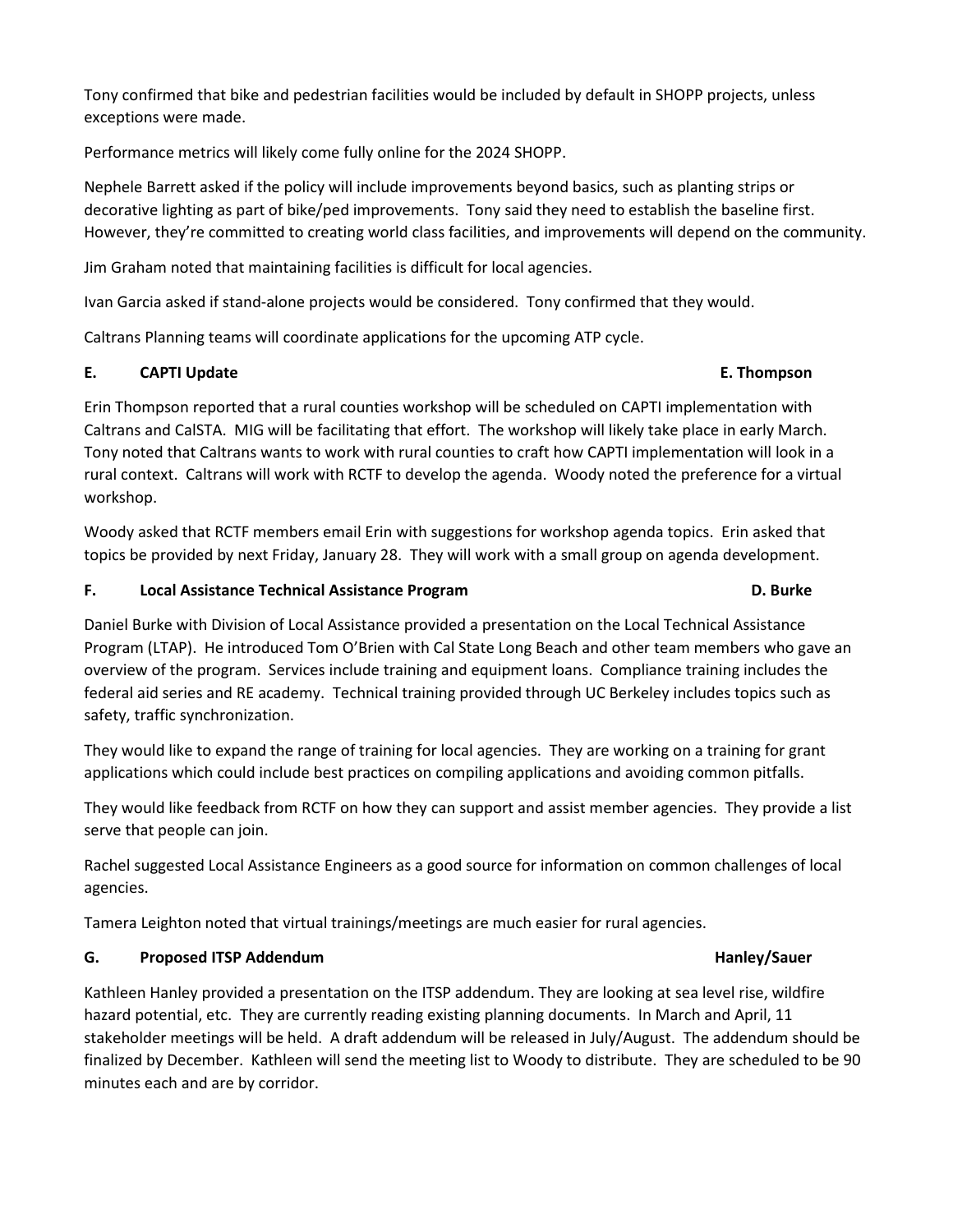Tony confirmed that bike and pedestrian facilities would be included by default in SHOPP projects, unless exceptions were made.

Performance metrics will likely come fully online for the 2024 SHOPP.

Nephele Barrett asked if the policy will include improvements beyond basics, such as planting strips or decorative lighting as part of bike/ped improvements. Tony said they need to establish the baseline first. However, they're committed to creating world class facilities, and improvements will depend on the community.

Jim Graham noted that maintaining facilities is difficult for local agencies.

Ivan Garcia asked if stand-alone projects would be considered. Tony confirmed that they would.

Caltrans Planning teams will coordinate applications for the upcoming ATP cycle.

**E. CAPTI Update** **E. Thompson**

Erin Thompson reported that a rural counties workshop will be scheduled on CAPTI implementation with Caltrans and CalSTA. MIG will be facilitating that effort. The workshop will likely take place in early March. Tony noted that Caltrans wants to work with rural counties to craft how CAPTI implementation will look in a rural context. Caltrans will work with RCTF to develop the agenda. Woody noted the preference for a virtual workshop.

Woody asked that RCTF members email Erin with suggestions for workshop agenda topics. Erin asked that topics be provided by next Friday, January 28. They will work with a small group on agenda development.

**F. Local Assistance Technical Assistance Program** **D. Burke**

Daniel Burke with Division of Local Assistance provided a presentation on the Local Technical Assistance Program (LTAP). He introduced Tom O'Brien with Cal State Long Beach and other team members who gave an overview of the program. Services include training and equipment loans. Compliance training includes the federal aid series and RE academy. Technical training provided through UC Berkeley includes topics such as safety, traffic synchronization.

They would like to expand the range of training for local agencies. They are working on a training for grant applications which could include best practices on compiling applications and avoiding common pitfalls.

They would like feedback from RCTF on how they can support and assist member agencies. They provide a list serve that people can join.

Rachel suggested Local Assistance Engineers as a good source for information on common challenges of local agencies.

Tamera Leighton noted that virtual trainings/meetings are much easier for rural agencies.

**G. Proposed ITSP Addendum** **Hanley/Sauer**

Kathleen Hanley provided a presentation on the ITSP addendum. They are looking at sea level rise, wildfire hazard potential, etc. They are currently reading existing planning documents. In March and April, 11 stakeholder meetings will be held. A draft addendum will be released in July/August. The addendum should be finalized by December. Kathleen will send the meeting list to Woody to distribute. They are scheduled to be 90 minutes each and are by corridor.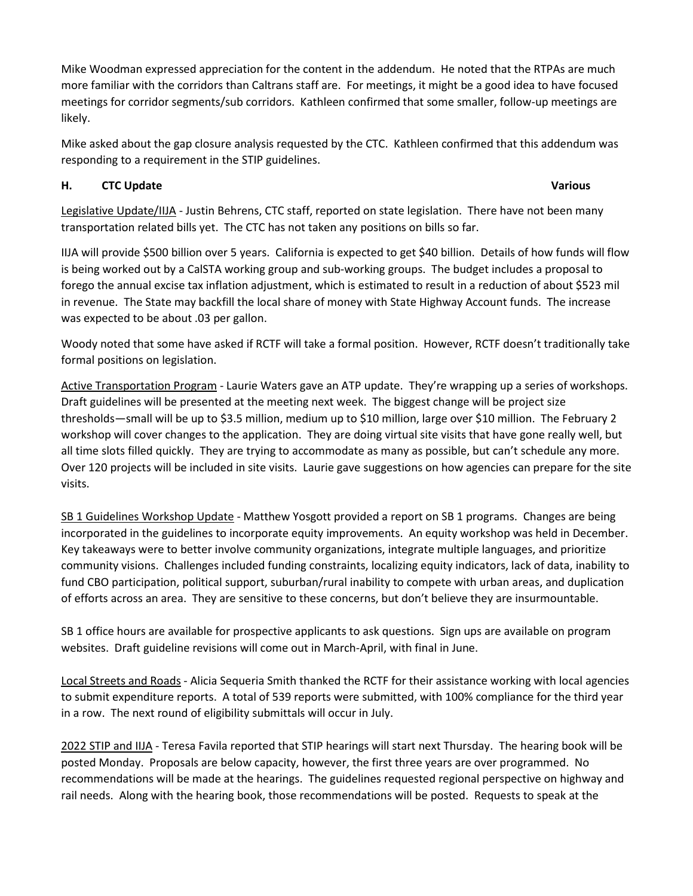Mike Woodman expressed appreciation for the content in the addendum. He noted that the RTPAs are much more familiar with the corridors than Caltrans staff are. For meetings, it might be a good idea to have focused meetings for corridor segments/sub corridors. Kathleen confirmed that some smaller, follow-up meetings are likely.

Mike asked about the gap closure analysis requested by the CTC. Kathleen confirmed that this addendum was responding to a requirement in the STIP guidelines.

**H. CTC Update** **Various**

Legislative Update/IIJA - Justin Behrens, CTC staff, reported on state legislation. There have not been many transportation related bills yet. The CTC has not taken any positions on bills so far.

IIJA will provide $500 billion over 5 years. California is expected to get $40 billion. Details of how funds will flow is being worked out by a CalSTA working group and sub-working groups. The budget includes a proposal to forego the annual excise tax inflation adjustment, which is estimated to result in a reduction of about $523 mil in revenue. The State may backfill the local share of money with State Highway Account funds. The increase was expected to be about .03 per gallon.

Woody noted that some have asked if RCTF will take a formal position. However, RCTF doesn't traditionally take formal positions on legislation.

Active Transportation Program - Laurie Waters gave an ATP update. They're wrapping up a series of workshops. Draft guidelines will be presented at the meeting next week. The biggest change will be project size thresholds—small will be up to $3.5 million, medium up to $10 million, large over $10 million. The February 2 workshop will cover changes to the application. They are doing virtual site visits that have gone really well, but all time slots filled quickly. They are trying to accommodate as many as possible, but can't schedule any more. Over 120 projects will be included in site visits. Laurie gave suggestions on how agencies can prepare for the site visits.

SB 1 Guidelines Workshop Update - Matthew Yosgott provided a report on SB 1 programs. Changes are being incorporated in the guidelines to incorporate equity improvements. An equity workshop was held in December. Key takeaways were to better involve community organizations, integrate multiple languages, and prioritize community visions. Challenges included funding constraints, localizing equity indicators, lack of data, inability to fund CBO participation, political support, suburban/rural inability to compete with urban areas, and duplication of efforts across an area. They are sensitive to these concerns, but don't believe they are insurmountable.

SB 1 office hours are available for prospective applicants to ask questions. Sign ups are available on program websites. Draft guideline revisions will come out in March-April, with final in June.

Local Streets and Roads - Alicia Sequeria Smith thanked the RCTF for their assistance working with local agencies to submit expenditure reports. A total of 539 reports were submitted, with 100% compliance for the third year in a row. The next round of eligibility submittals will occur in July.

2022 STIP and IIJA - Teresa Favila reported that STIP hearings will start next Thursday. The hearing book will be posted Monday. Proposals are below capacity, however, the first three years are over programmed. No recommendations will be made at the hearings. The guidelines requested regional perspective on highway and rail needs. Along with the hearing book, those recommendations will be posted. Requests to speak at the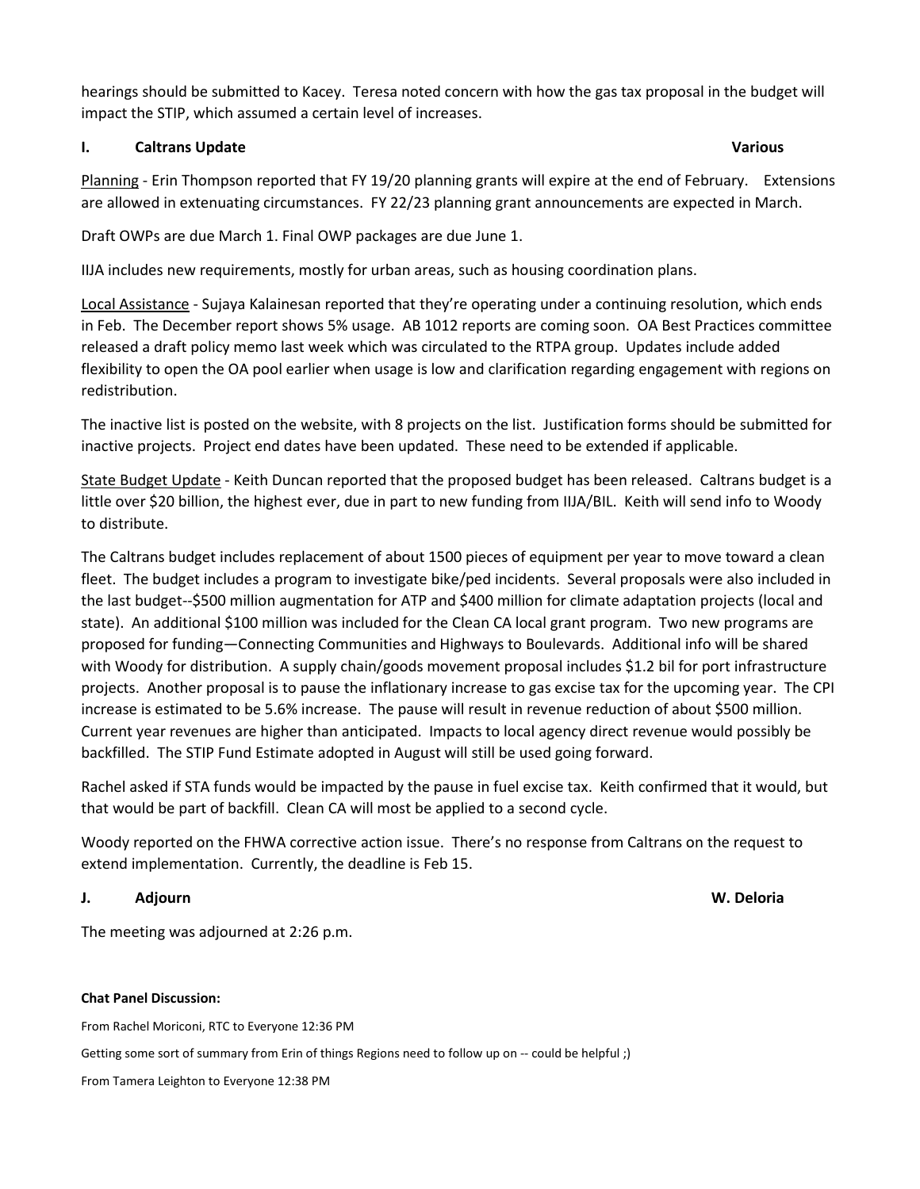hearings should be submitted to Kacey. Teresa noted concern with how the gas tax proposal in the budget will impact the STIP, which assumed a certain level of increases.

**I. Caltrans Update** **Various**

Planning - Erin Thompson reported that FY 19/20 planning grants will expire at the end of February. Extensions are allowed in extenuating circumstances. FY 22/23 planning grant announcements are expected in March.

Draft OWPs are due March 1. Final OWP packages are due June 1.

IIJA includes new requirements, mostly for urban areas, such as housing coordination plans.

Local Assistance - Sujaya Kalainesan reported that they're operating under a continuing resolution, which ends in Feb. The December report shows 5% usage. AB 1012 reports are coming soon. OA Best Practices committee released a draft policy memo last week which was circulated to the RTPA group. Updates include added flexibility to open the OA pool earlier when usage is low and clarification regarding engagement with regions on redistribution.

The inactive list is posted on the website, with 8 projects on the list. Justification forms should be submitted for inactive projects. Project end dates have been updated. These need to be extended if applicable.

State Budget Update - Keith Duncan reported that the proposed budget has been released. Caltrans budget is a little over $20 billion, the highest ever, due in part to new funding from IIJA/BIL. Keith will send info to Woody to distribute.

The Caltrans budget includes replacement of about 1500 pieces of equipment per year to move toward a clean fleet. The budget includes a program to investigate bike/ped incidents. Several proposals were also included in the last budget--$500 million augmentation for ATP and $400 million for climate adaptation projects (local and state). An additional $100 million was included for the Clean CA local grant program. Two new programs are proposed for funding—Connecting Communities and Highways to Boulevards. Additional info will be shared with Woody for distribution. A supply chain/goods movement proposal includes $1.2 bil for port infrastructure projects. Another proposal is to pause the inflationary increase to gas excise tax for the upcoming year. The CPI increase is estimated to be 5.6% increase. The pause will result in revenue reduction of about $500 million. Current year revenues are higher than anticipated. Impacts to local agency direct revenue would possibly be backfilled. The STIP Fund Estimate adopted in August will still be used going forward.

Rachel asked if STA funds would be impacted by the pause in fuel excise tax. Keith confirmed that it would, but that would be part of backfill. Clean CA will most be applied to a second cycle.

Woody reported on the FHWA corrective action issue. There's no response from Caltrans on the request to extend implementation. Currently, the deadline is Feb 15.

**J. Adjourn** **W. Deloria**

The meeting was adjourned at 2:26 p.m.

**Chat Panel Discussion:**

From Rachel Moriconi, RTC to Everyone 12:36 PM

Getting some sort of summary from Erin of things Regions need to follow up on -- could be helpful ;)

From Tamera Leighton to Everyone 12:38 PM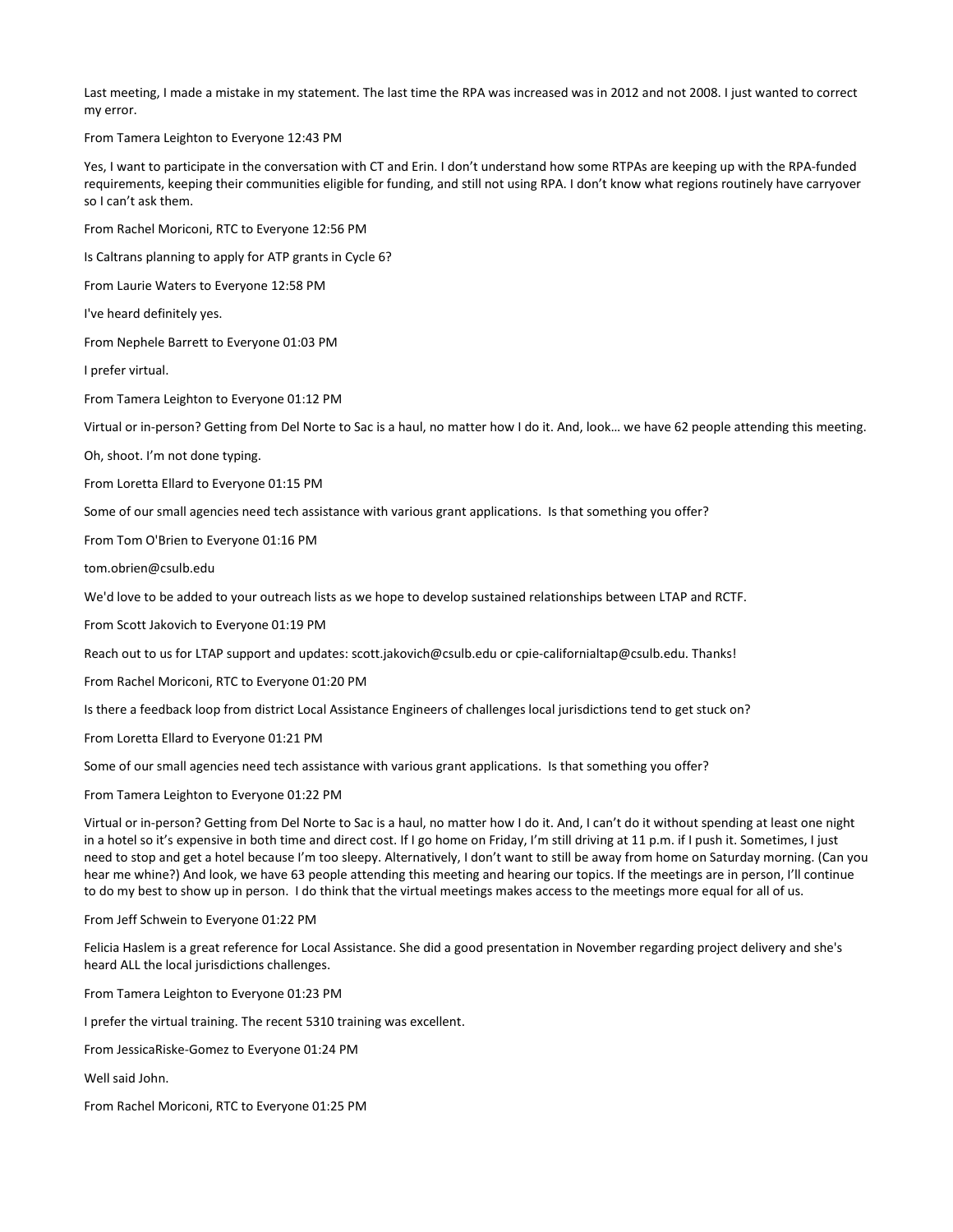Last meeting, I made a mistake in my statement. The last time the RPA was increased was in 2012 and not 2008. I just wanted to correct my error.

From Tamera Leighton to Everyone 12:43 PM

Yes, I want to participate in the conversation with CT and Erin. I don't understand how some RTPAs are keeping up with the RPA-funded requirements, keeping their communities eligible for funding, and still not using RPA. I don't know what regions routinely have carryover so I can't ask them.

From Rachel Moriconi, RTC to Everyone 12:56 PM

Is Caltrans planning to apply for ATP grants in Cycle 6?

From Laurie Waters to Everyone 12:58 PM

I've heard definitely yes.

From Nephele Barrett to Everyone 01:03 PM

I prefer virtual.

From Tamera Leighton to Everyone 01:12 PM

Virtual or in-person? Getting from Del Norte to Sac is a haul, no matter how I do it. And, look… we have 62 people attending this meeting.

Oh, shoot. I'm not done typing.

From Loretta Ellard to Everyone 01:15 PM

Some of our small agencies need tech assistance with various grant applications. Is that something you offer?

From Tom O'Brien to Everyone 01:16 PM

tom.obrien@csulb.edu

We'd love to be added to your outreach lists as we hope to develop sustained relationships between LTAP and RCTF.

From Scott Jakovich to Everyone 01:19 PM

Reach out to us for LTAP support and updates: scott.jakovich@csulb.edu or cpie-californialtap@csulb.edu. Thanks!

From Rachel Moriconi, RTC to Everyone 01:20 PM

Is there a feedback loop from district Local Assistance Engineers of challenges local jurisdictions tend to get stuck on?

From Loretta Ellard to Everyone 01:21 PM

Some of our small agencies need tech assistance with various grant applications. Is that something you offer?

From Tamera Leighton to Everyone 01:22 PM

Virtual or in-person? Getting from Del Norte to Sac is a haul, no matter how I do it. And, I can't do it without spending at least one night in a hotel so it's expensive in both time and direct cost. If I go home on Friday, I'm still driving at 11 p.m. if I push it. Sometimes, I just need to stop and get a hotel because I'm too sleepy. Alternatively, I don't want to still be away from home on Saturday morning. (Can you hear me whine?) And look, we have 63 people attending this meeting and hearing our topics. If the meetings are in person, I'll continue to do my best to show up in person. I do think that the virtual meetings makes access to the meetings more equal for all of us.

From Jeff Schwein to Everyone 01:22 PM

Felicia Haslem is a great reference for Local Assistance. She did a good presentation in November regarding project delivery and she's heard ALL the local jurisdictions challenges.

From Tamera Leighton to Everyone 01:23 PM

I prefer the virtual training. The recent 5310 training was excellent.

From JessicaRiske-Gomez to Everyone 01:24 PM

Well said John.

From Rachel Moriconi, RTC to Everyone 01:25 PM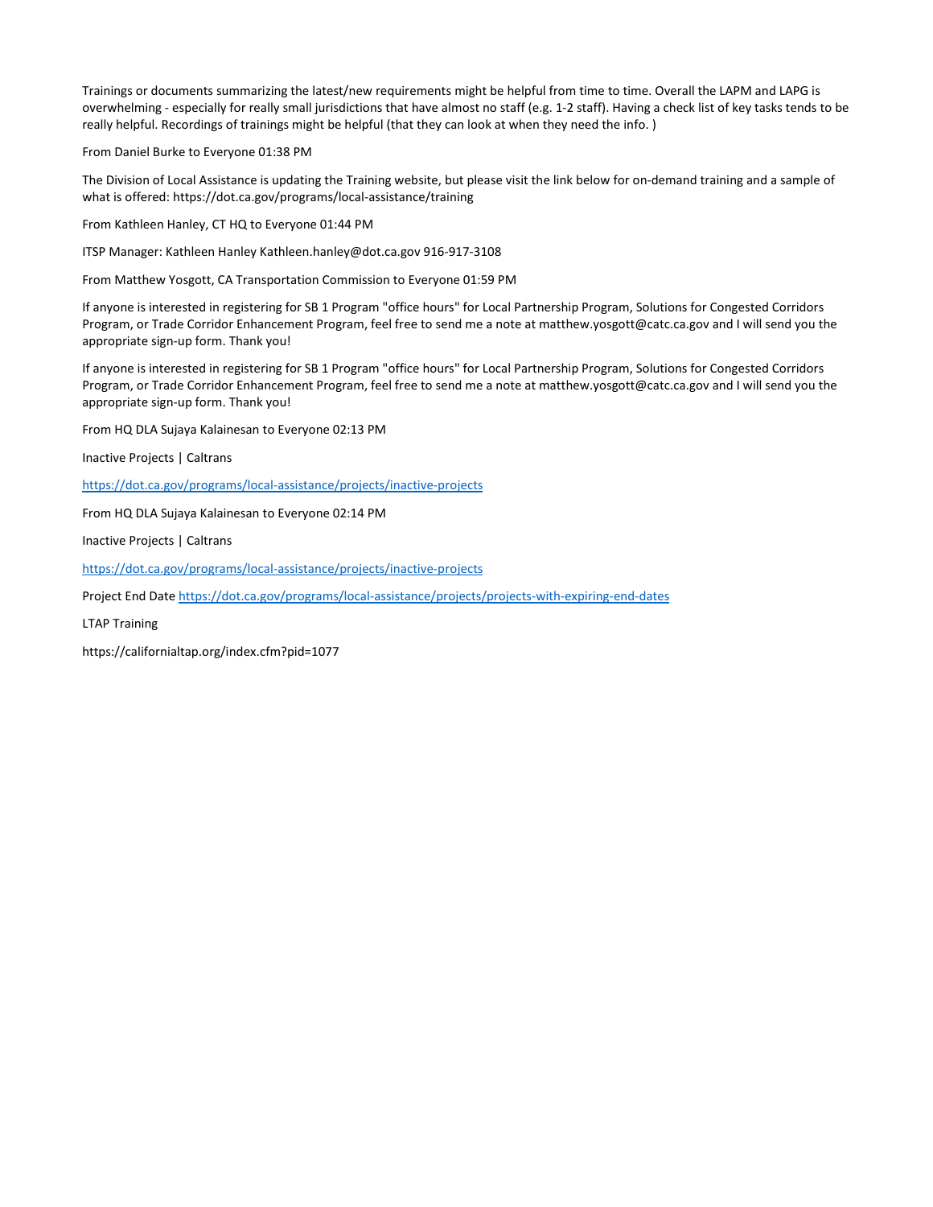Trainings or documents summarizing the latest/new requirements might be helpful from time to time. Overall the LAPM and LAPG is overwhelming - especially for really small jurisdictions that have almost no staff (e.g. 1-2 staff). Having a check list of key tasks tends to be really helpful. Recordings of trainings might be helpful (that they can look at when they need the info. )

From Daniel Burke to Everyone 01:38 PM

The Division of Local Assistance is updating the Training website, but please visit the link below for on-demand training and a sample of what is offered: https://dot.ca.gov/programs/local-assistance/training

From Kathleen Hanley, CT HQ to Everyone 01:44 PM

ITSP Manager: Kathleen Hanley Kathleen.hanley@dot.ca.gov 916-917-3108

From Matthew Yosgott, CA Transportation Commission to Everyone 01:59 PM

If anyone is interested in registering for SB 1 Program "office hours" for Local Partnership Program, Solutions for Congested Corridors Program, or Trade Corridor Enhancement Program, feel free to send me a note at matthew.yosgott@catc.ca.gov and I will send you the appropriate sign-up form. Thank you!

If anyone is interested in registering for SB 1 Program "office hours" for Local Partnership Program, Solutions for Congested Corridors Program, or Trade Corridor Enhancement Program, feel free to send me a note at matthew.yosgott@catc.ca.gov and I will send you the appropriate sign-up form. Thank you!

From HQ DLA Sujaya Kalainesan to Everyone 02:13 PM

Inactive Projects | Caltrans

https://dot.ca.gov/programs/local-assistance/projects/inactive-projects

From HQ DLA Sujaya Kalainesan to Everyone 02:14 PM

Inactive Projects | Caltrans

https://dot.ca.gov/programs/local-assistance/projects/inactive-projects

Project End Date https://dot.ca.gov/programs/local-assistance/projects/projects-with-expiring-end-dates

LTAP Training

https://californialtap.org/index.cfm?pid=1077